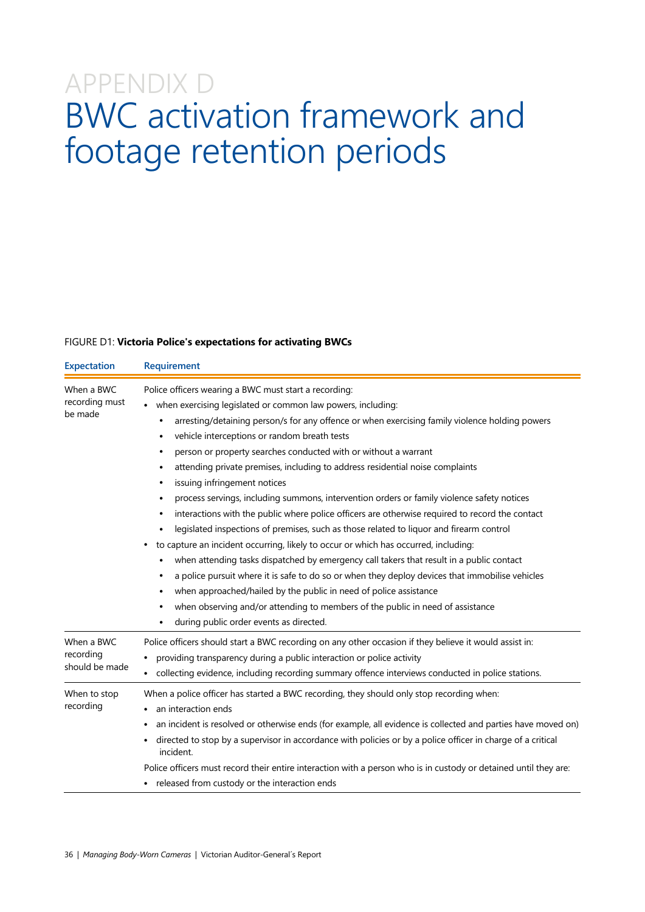# APPENDIX D
# BWC activation framework and footage retention periods

FIGURE D1: **Victoria Police's expectations for activating BWCs**

| Expectation | Requirement |
|---|---|
| When a BWC recording must be made | Police officers wearing a BWC must start a recording:<br>• when exercising legislated or common law powers, including:<br>&nbsp;&nbsp;• arresting/detaining person/s for any offence or when exercising family violence holding powers<br>&nbsp;&nbsp;• vehicle interceptions or random breath tests<br>&nbsp;&nbsp;• person or property searches conducted with or without a warrant<br>&nbsp;&nbsp;• attending private premises, including to address residential noise complaints<br>&nbsp;&nbsp;• issuing infringement notices<br>&nbsp;&nbsp;• process servings, including summons, intervention orders or family violence safety notices<br>&nbsp;&nbsp;• interactions with the public where police officers are otherwise required to record the contact<br>&nbsp;&nbsp;• legislated inspections of premises, such as those related to liquor and firearm control<br>• to capture an incident occurring, likely to occur or which has occurred, including:<br>&nbsp;&nbsp;• when attending tasks dispatched by emergency call takers that result in a public contact<br>&nbsp;&nbsp;• a police pursuit where it is safe to do so or when they deploy devices that immobilise vehicles<br>&nbsp;&nbsp;• when approached/hailed by the public in need of police assistance<br>&nbsp;&nbsp;• when observing and/or attending to members of the public in need of assistance<br>&nbsp;&nbsp;• during public order events as directed. |
| When a BWC recording should be made | Police officers should start a BWC recording on any other occasion if they believe it would assist in:<br>• providing transparency during a public interaction or police activity<br>• collecting evidence, including recording summary offence interviews conducted in police stations. |
| When to stop recording | When a police officer has started a BWC recording, they should only stop recording when:<br>• an interaction ends<br>• an incident is resolved or otherwise ends (for example, all evidence is collected and parties have moved on)<br>• directed to stop by a supervisor in accordance with policies or by a police officer in charge of a critical incident.<br>Police officers must record their entire interaction with a person who is in custody or detained until they are:<br>• released from custody or the interaction ends |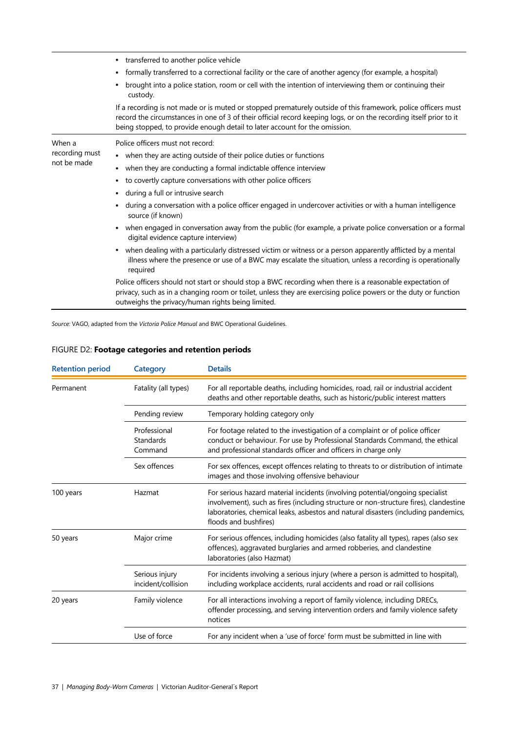| | |
|---|---|
| | • transferred to another police vehicle<br>• formally transferred to a correctional facility or the care of another agency (for example, a hospital)<br>• brought into a police station, room or cell with the intention of interviewing them or continuing their custody.<br>If a recording is not made or is muted or stopped prematurely outside of this framework, police officers must record the circumstances in one of 3 of their official record keeping logs, or on the recording itself prior to it being stopped, to provide enough detail to later account for the omission. |
| When a recording must not be made | Police officers must not record:<br>• when they are acting outside of their police duties or functions<br>• when they are conducting a formal indictable offence interview<br>• to covertly capture conversations with other police officers<br>• during a full or intrusive search<br>• during a conversation with a police officer engaged in undercover activities or with a human intelligence source (if known)<br>• when engaged in conversation away from the public (for example, a private police conversation or a formal digital evidence capture interview)<br>• when dealing with a particularly distressed victim or witness or a person apparently afflicted by a mental illness where the presence or use of a BWC may escalate the situation, unless a recording is operationally required<br>Police officers should not start or should stop a BWC recording when there is a reasonable expectation of privacy, such as in a changing room or toilet, unless they are exercising police powers or the duty or function outweighs the privacy/human rights being limited. |

*Source:* VAGO, adapted from the *Victoria Police Manual* and BWC Operational Guidelines.

FIGURE D2: **Footage categories and retention periods**

| Retention period | Category | Details |
|---|---|---|
| Permanent | Fatality (all types) | For all reportable deaths, including homicides, road, rail or industrial accident deaths and other reportable deaths, such as historic/public interest matters |
| | Pending review | Temporary holding category only |
| | Professional Standards Command | For footage related to the investigation of a complaint or of police officer conduct or behaviour. For use by Professional Standards Command, the ethical and professional standards officer and officers in charge only |
| | Sex offences | For sex offences, except offences relating to threats to or distribution of intimate images and those involving offensive behaviour |
| 100 years | Hazmat | For serious hazard material incidents (involving potential/ongoing specialist involvement), such as fires (including structure or non-structure fires), clandestine laboratories, chemical leaks, asbestos and natural disasters (including pandemics, floods and bushfires) |
| 50 years | Major crime | For serious offences, including homicides (also fatality all types), rapes (also sex offences), aggravated burglaries and armed robberies, and clandestine laboratories (also Hazmat) |
| | Serious injury incident/collision | For incidents involving a serious injury (where a person is admitted to hospital), including workplace accidents, rural accidents and road or rail collisions |
| 20 years | Family violence | For all interactions involving a report of family violence, including DRECs, offender processing, and serving intervention orders and family violence safety notices |
| | Use of force | For any incident when a 'use of force' form must be submitted in line with |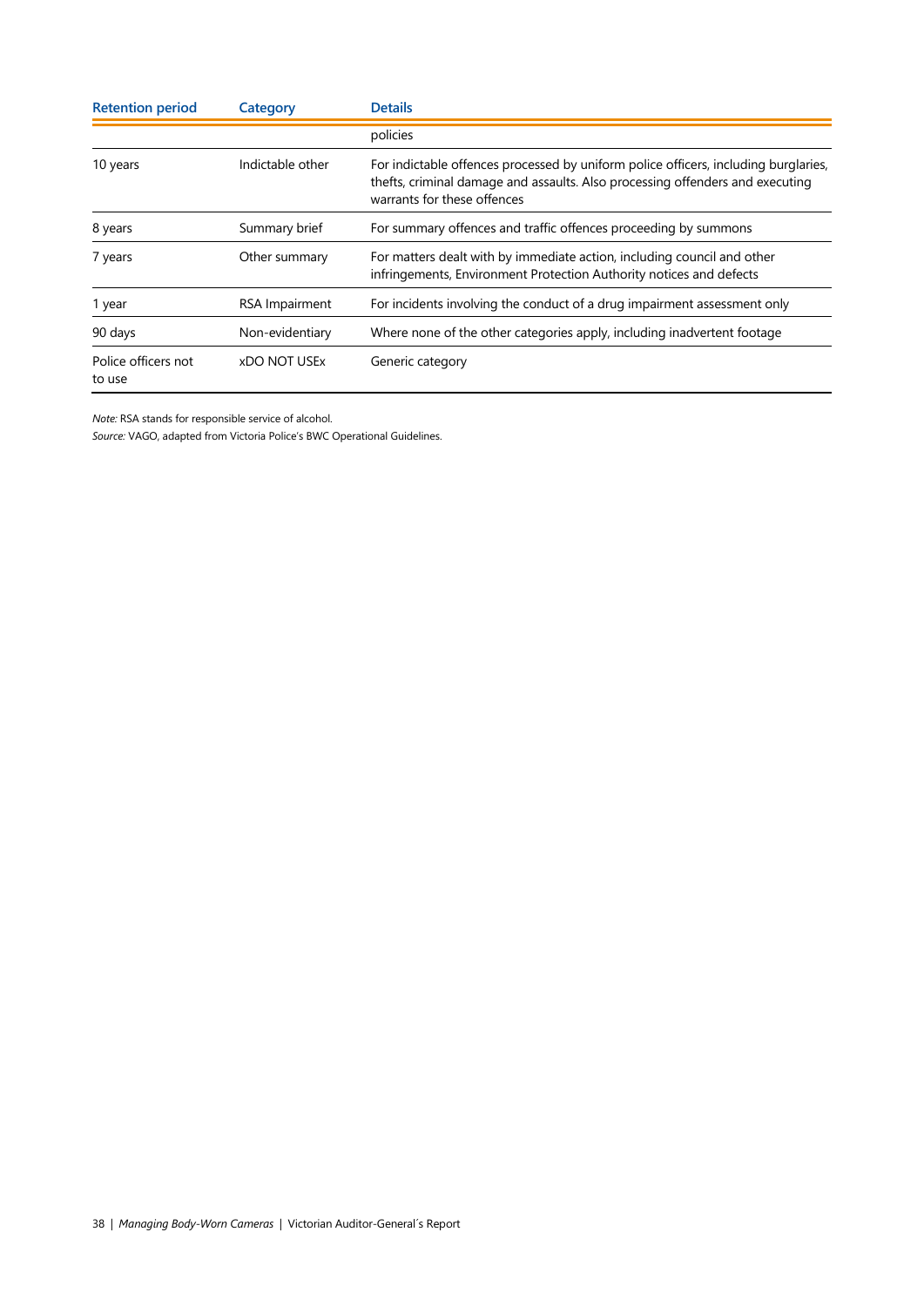| Retention period | Category | Details |
|---|---|---|
| | | policies |
| 10 years | Indictable other | For indictable offences processed by uniform police officers, including burglaries, thefts, criminal damage and assaults. Also processing offenders and executing warrants for these offences |
| 8 years | Summary brief | For summary offences and traffic offences proceeding by summons |
| 7 years | Other summary | For matters dealt with by immediate action, including council and other infringements, Environment Protection Authority notices and defects |
| 1 year | RSA Impairment | For incidents involving the conduct of a drug impairment assessment only |
| 90 days | Non-evidentiary | Where none of the other categories apply, including inadvertent footage |
| Police officers not to use | xDO NOT USEx | Generic category |

*Note:* RSA stands for responsible service of alcohol.
*Source:* VAGO, adapted from Victoria Police's BWC Operational Guidelines.